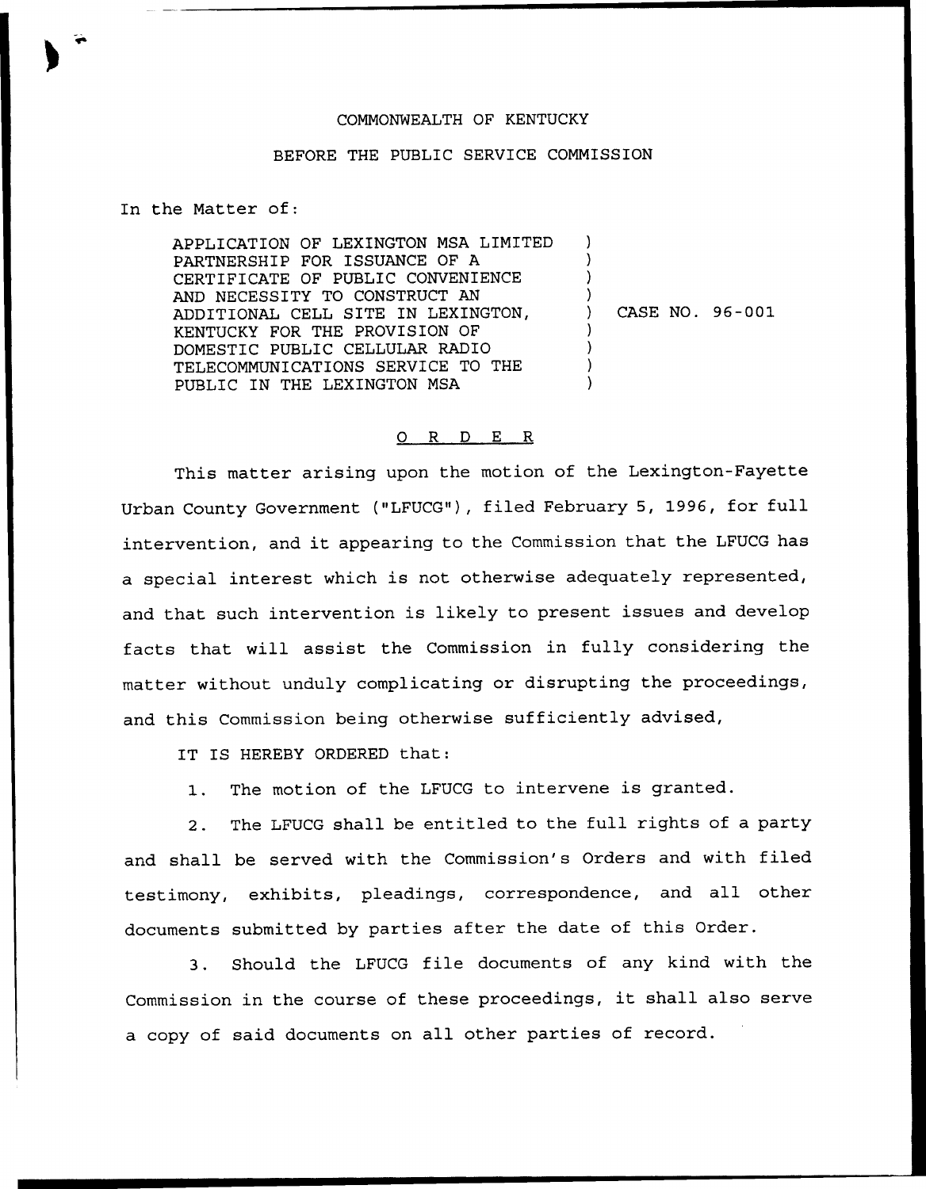COMMONWEALTH OF KENTUCKY

BEFORE THE PUBLIC SERVICE COMMISSION

In the Matter of:

APPLICATION OF LEXINGTON MSA LIMITED PARTNERSHIP FOR ISSUANCE OF A CERTIFICATE OF PUBLIC CONVENIENCE AND NECESSITY TO CONSTRUCT AN ADDITIONAL CELL SITE IN LEXINGTON, KENTUCKY FOR THE PROVISION OF DOMESTIC PUBLIC CELLULAR RADIO TELECOMMUNICATIONS SERVICE TO THE PUBLIC IN THE LEXINGTON MSA ) CASE NO. 96-001

O R D E R

This matter arising upon the motion of the Lexington-Fayette Urban County Government ("LFUCG"), filed February 5, 1996, for full intervention, and it appearing to the Commission that the LFUCG has a special interest which is not otherwise adequately represented, and that such intervention is likely to present issues and develop facts that will assist the Commission in fully considering the matter without unduly complicating or disrupting the proceedings, and this Commission being otherwise sufficiently advised,

IT IS HEREBY ORDERED that:

1. The motion of the LFUCG to intervene is granted.

2. The LFUCG shall be entitled to the full rights of a party and shall be served with the Commission's Orders and with filed testimony, exhibits, pleadings, correspondence, and all other documents submitted by parties after the date of this Order.

3. Should the LFUCG file documents of any kind with the Commission in the course of these proceedings, it shall also serve a copy of said documents on all other parties of record.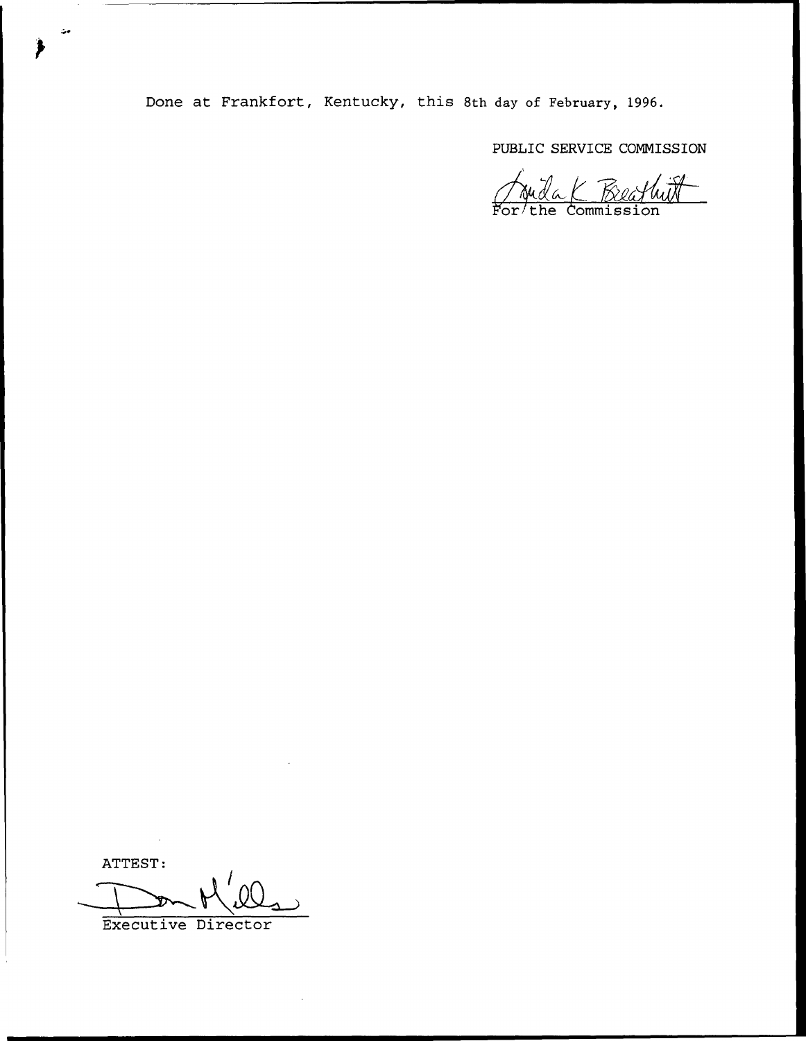Done at Frankfort, Kentucky, this 8th day of February, 1996.

PUBLIC SERVICE COMMISSION

For the Commission

ATTEST:

Executive Director